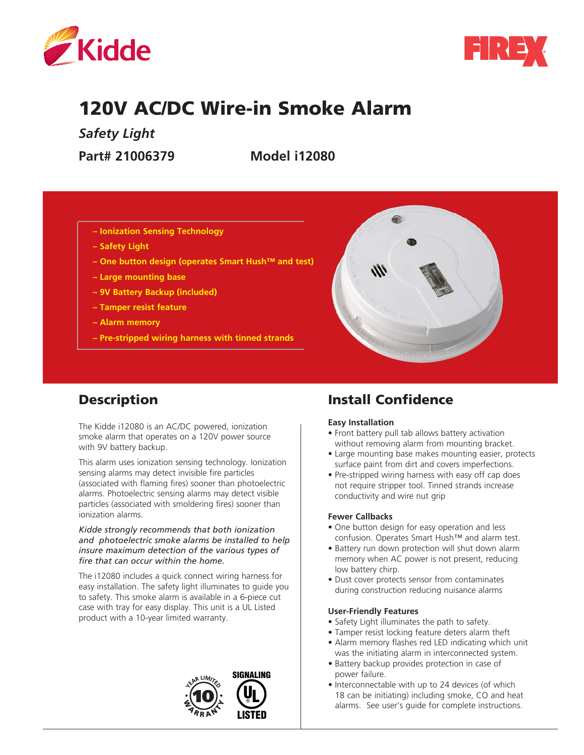# 120V AC/DC Wire-in Smoke Alarm

*Safety Light*

**Part# 21006379** **Model i12080**

- Ionization Sensing Technology
- Safety Light
- One button design (operates Smart Hush™ and test)
- Large mounting base
- 9V Battery Backup (included)
- Tamper resist feature
- Alarm memory
- Pre-stripped wiring harness with tinned strands

## Description

The Kidde i12080 is an AC/DC powered, ionization smoke alarm that operates on a 120V power source with 9V battery backup.

This alarm uses ionization sensing technology. Ionization sensing alarms may detect invisible fire particles (associated with flaming fires) sooner than photoelectric alarms. Photoelectric sensing alarms may detect visible particles (associated with smoldering fires) sooner than ionization alarms.

*Kidde strongly recommends that both ionization and photoelectric smoke alarms be installed to help insure maximum detection of the various types of fire that can occur within the home.*

The i12080 includes a quick connect wiring harness for easy installation. The safety light illuminates to guide you to safety. This smoke alarm is available in a 6-piece cut case with tray for easy display. This unit is a UL Listed product with a 10-year limited warranty.

10 Year Limited Warranty

Signaling UL Listed

## Install Confidence

**Easy Installation**

- Front battery pull tab allows battery activation without removing alarm from mounting bracket.
- Large mounting base makes mounting easier, protects surface paint from dirt and covers imperfections.
- Pre-stripped wiring harness with easy off cap does not require stripper tool. Tinned strands increase conductivity and wire nut grip

**Fewer Callbacks**

- One button design for easy operation and less confusion. Operates Smart Hush™ and alarm test.
- Battery run down protection will shut down alarm memory when AC power is not present, reducing low battery chirp.
- Dust cover protects sensor from contaminates during construction reducing nuisance alarms

**User-Friendly Features**

- Safety Light illuminates the path to safety.
- Tamper resist locking feature deters alarm theft
- Alarm memory flashes red LED indicating which unit was the initiating alarm in interconnected system.
- Battery backup provides protection in case of power failure.
- Interconnectable with up to 24 devices (of which 18 can be initiating) including smoke, CO and heat alarms. See user's guide for complete instructions.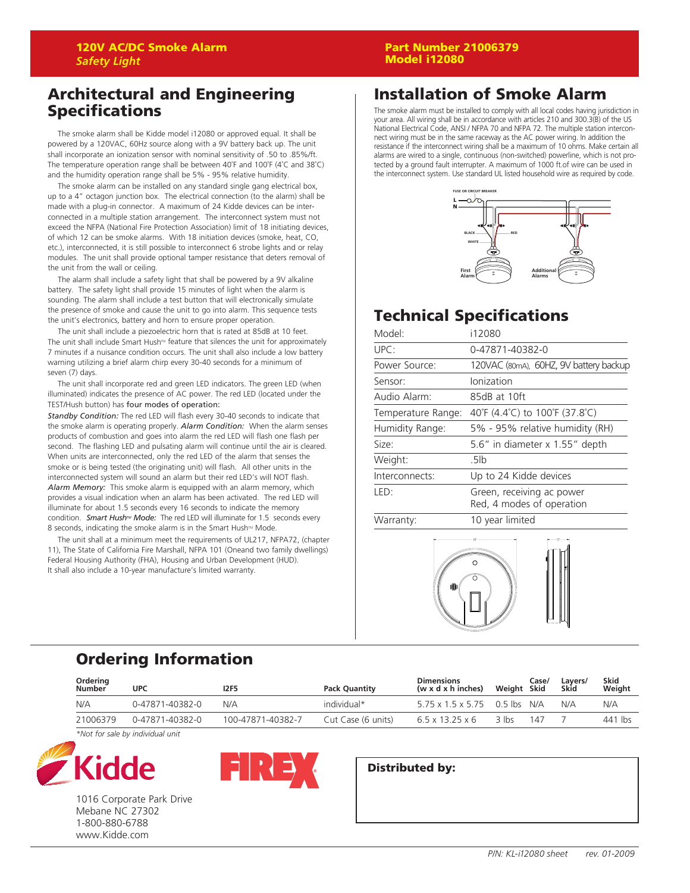**120V AC/DC Smoke Alarm**
*Safety Light*

**Part Number 21006379**
**Model i12080**

## Architectural and Engineering Specifications

The smoke alarm shall be Kidde model i12080 or approved equal. It shall be powered by a 120VAC, 60Hz source along with a 9V battery back up. The unit shall incorporate an ionization sensor with nominal sensitivity of .50 to .85%/ft. The temperature operation range shall be between 40˚F and 100˚F (4˚C and 38˚C) and the humidity operation range shall be 5% - 95% relative humidity.

The smoke alarm can be installed on any standard single gang electrical box, up to a 4" octagon junction box. The electrical connection (to the alarm) shall be made with a plug-in connector. A maximum of 24 Kidde devices can be interconnected in a multiple station arrangement. The interconnect system must not exceed the NFPA (National Fire Protection Association) limit of 18 initiating devices, of which 12 can be smoke alarms. With 18 initiation devices (smoke, heat, CO, etc.), interconnected, it is still possible to interconnect 6 strobe lights and or relay modules. The unit shall provide optional tamper resistance that deters removal of the unit from the wall or ceiling.

The alarm shall include a safety light that shall be powered by a 9V alkaline battery. The safety light shall provide 15 minutes of light when the alarm is sounding. The alarm shall include a test button that will electronically simulate the presence of smoke and cause the unit to go into alarm. This sequence tests the unit's electronics, battery and horn to ensure proper operation.

The unit shall include a piezoelectric horn that is rated at 85dB at 10 feet. The unit shall include Smart Hush™ feature that silences the unit for approximately 7 minutes if a nuisance condition occurs. The unit shall also include a low battery warning utilizing a brief alarm chirp every 30-40 seconds for a minimum of seven (7) days.

The unit shall incorporate red and green LED indicators. The green LED (when illuminated) indicates the presence of AC power. The red LED (located under the TEST/Hush button) has four modes of operation:

*Standby Condition:* The red LED will flash every 30-40 seconds to indicate that the smoke alarm is operating properly. *Alarm Condition:* When the alarm senses products of combustion and goes into alarm the red LED will flash one flash per second. The flashing LED and pulsating alarm will continue until the air is cleared. When units are interconnected, only the red LED of the alarm that senses the smoke or is being tested (the originating unit) will flash. All other units in the interconnected system will sound an alarm but their red LED's will NOT flash. *Alarm Memory:* This smoke alarm is equipped with an alarm memory, which provides a visual indication when an alarm has been activated. The red LED will illuminate for about 1.5 seconds every 16 seconds to indicate the memory condition. *Smart Hush™ Mode:* The red LED will illuminate for 1.5 seconds every 8 seconds, indicating the smoke alarm is in the Smart Hush™ Mode.

The unit shall at a minimum meet the requirements of UL217, NFPA72, (chapter 11), The State of California Fire Marshall, NFPA 101 (Oneand two family dwellings) Federal Housing Authority (FHA), Housing and Urban Development (HUD). It shall also include a 10-year manufacture's limited warranty.

## Installation of Smoke Alarm

The smoke alarm must be installed to comply with all local codes having jurisdiction in your area. All wiring shall be in accordance with articles 210 and 300.3(B) of the US National Electrical Code, ANSI / NFPA 70 and NFPA 72. The multiple station interconnect wiring must be in the same raceway as the AC power wiring. In addition the resistance if the interconnect wiring shall be a maximum of 10 ohms. Make certain all alarms are wired to a single, continuous (non-switched) powerline, which is not protected by a ground fault interrupter. A maximum of 1000 ft.of wire can be used in the interconnect system. Use standard UL listed household wire as required by code.

FUSE OR CIRCUIT BREAKER
L
N
BLACK
RED
WHITE
First Alarm
Additional Alarms

## Technical Specifications

| | |
|---|---|
| Model: | i12080 |
| UPC: | 0-47871-40382-0 |
| Power Source: | 120VAC (80mA), 60HZ, 9V battery backup |
| Sensor: | Ionization |
| Audio Alarm: | 85dB at 10ft |
| Temperature Range: | 40˚F (4.4˚C) to 100˚F (37.8˚C) |
| Humidity Range: | 5% - 95% relative humidity (RH) |
| Size: | 5.6" in diameter x 1.55" depth |
| Weight: | .5lb |
| Interconnects: | Up to 24 Kidde devices |
| LED: | Green, receiving ac power<br>Red, 4 modes of operation |
| Warranty: | 10 year limited |

## Ordering Information

| Ordering Number | UPC | I2F5 | Pack Quantity | Dimensions (w x d x h inches) | Weight | Case/ Skid | Layers/ Skid | Skid Weight |
|---|---|---|---|---|---|---|---|---|
| N/A | 0-47871-40382-0 | N/A | individual* | 5.75 x 1.5 x 5.75 | 0.5 lbs | N/A | N/A | N/A |
| 21006379 | 0-47871-40382-0 | 100-47871-40382-7 | Cut Case (6 units) | 6.5 x 13.25 x 6 | 3 lbs | 147 | 7 | 441 lbs |

*Not for sale by individual unit*

Kidde

FIREX

1016 Corporate Park Drive
Mebane NC 27302
1-800-880-6788
www.Kidde.com

**Distributed by:**

P/N: KL-i12080 sheet rev. 01-2009